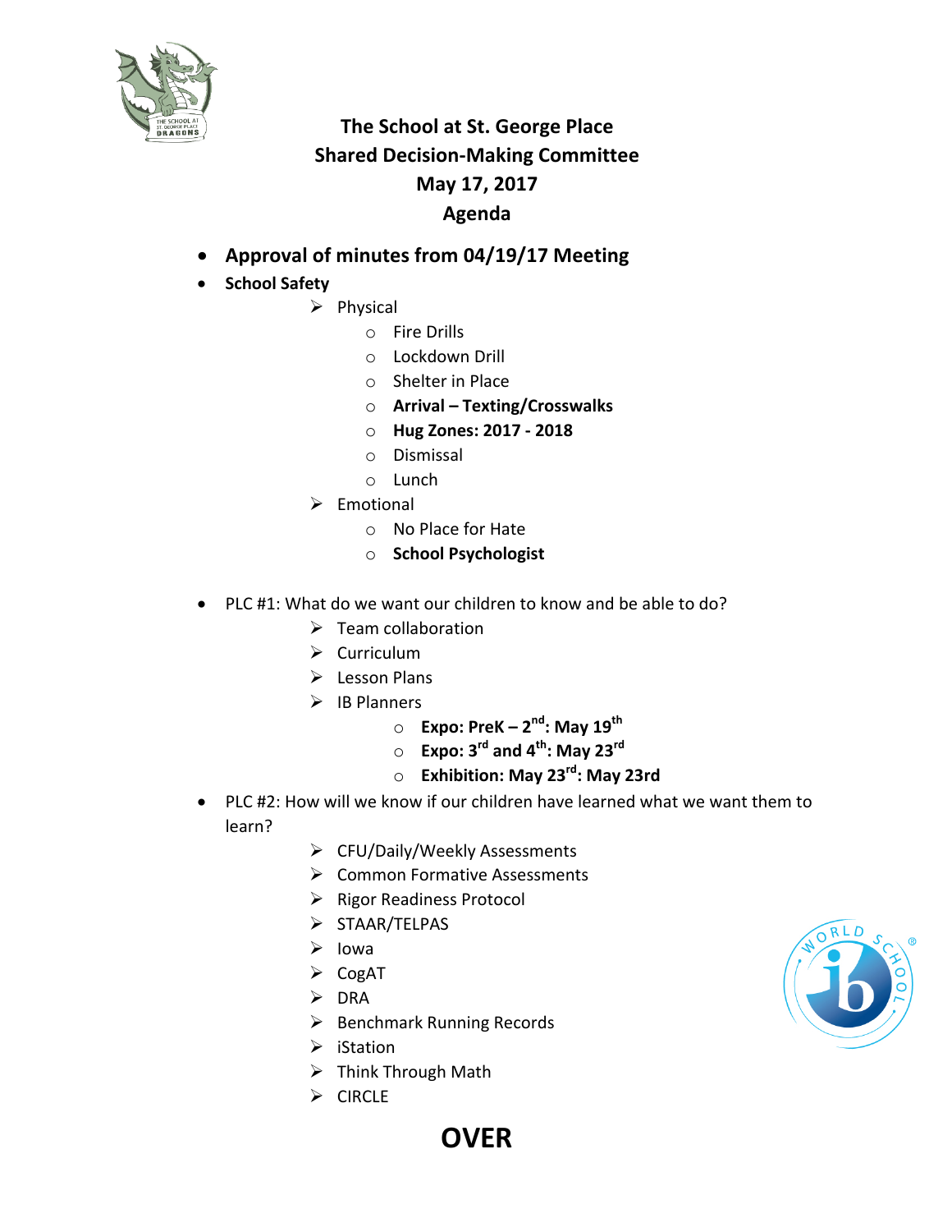# The School at St. George Place
## Shared Decision-Making Committee
## May 17, 2017
## Agenda

- **Approval of minutes from 04/19/17 Meeting**
- **School Safety**
  - Physical
    - Fire Drills
    - Lockdown Drill
    - Shelter in Place
    - **Arrival – Texting/Crosswalks**
    - **Hug Zones: 2017 - 2018**
    - Dismissal
    - Lunch
  - Emotional
    - No Place for Hate
    - **School Psychologist**

- PLC #1: What do we want our children to know and be able to do?
  - Team collaboration
  - Curriculum
  - Lesson Plans
  - IB Planners
    - **Expo: PreK – 2nd: May 19th**
    - **Expo: 3rd and 4th: May 23rd**
    - **Exhibition: May 23rd: May 23rd**
- PLC #2: How will we know if our children have learned what we want them to learn?
  - CFU/Daily/Weekly Assessments
  - Common Formative Assessments
  - Rigor Readiness Protocol
  - STAAR/TELPAS
  - Iowa
  - CogAT
  - DRA
  - Benchmark Running Records
  - iStation
  - Think Through Math
  - CIRCLE

**OVER**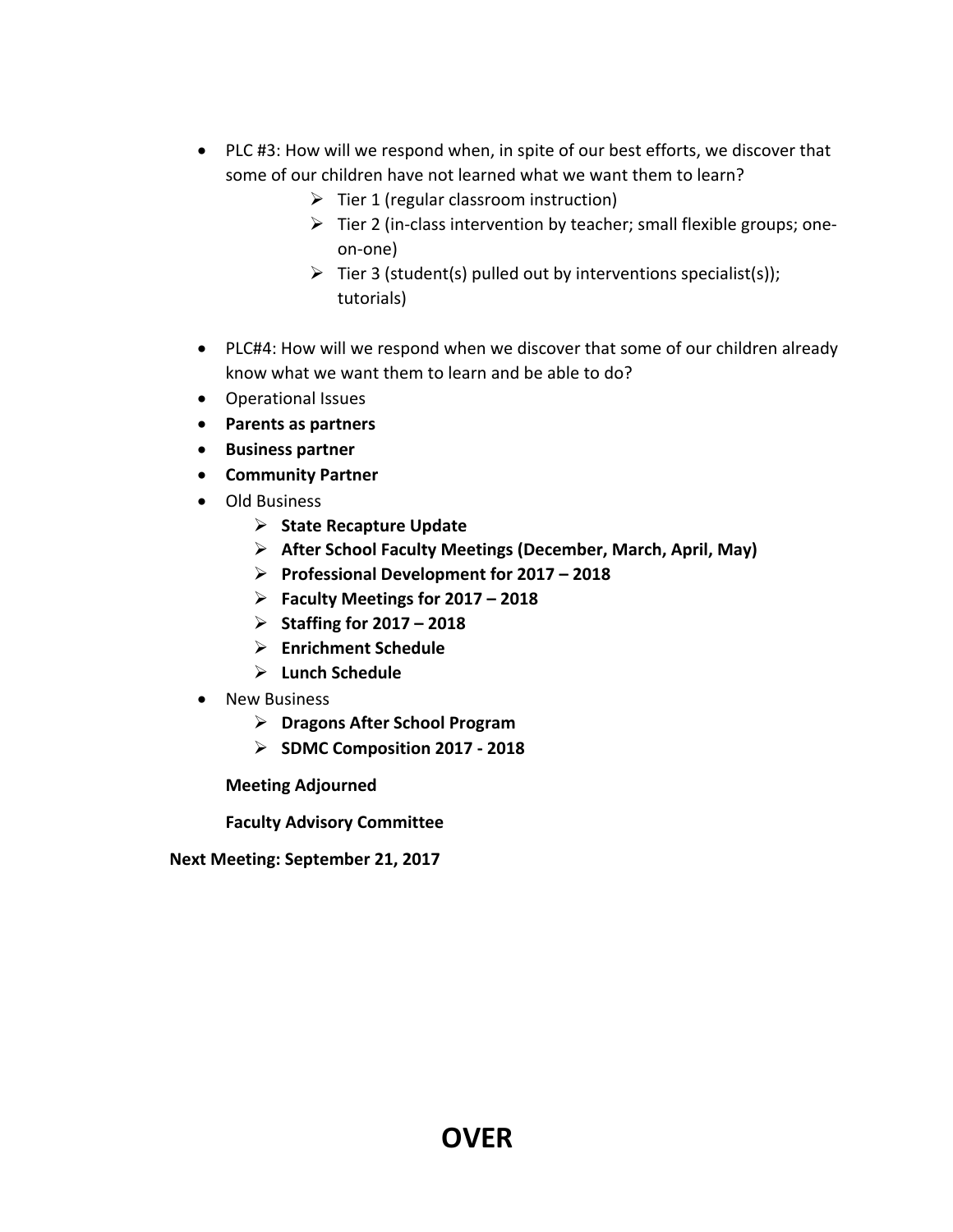- PLC #3: How will we respond when, in spite of our best efforts, we discover that some of our children have not learned what we want them to learn?
  - Tier 1 (regular classroom instruction)
  - Tier 2 (in-class intervention by teacher; small flexible groups; one-on-one)
  - Tier 3 (student(s) pulled out by interventions specialist(s)); tutorials)
- PLC#4: How will we respond when we discover that some of our children already know what we want them to learn and be able to do?
- Operational Issues
- **Parents as partners**
- **Business partner**
- **Community Partner**
- Old Business
  - **State Recapture Update**
  - **After School Faculty Meetings (December, March, April, May)**
  - **Professional Development for 2017 – 2018**
  - **Faculty Meetings for 2017 – 2018**
  - **Staffing for 2017 – 2018**
  - **Enrichment Schedule**
  - **Lunch Schedule**
- New Business
  - **Dragons After School Program**
  - **SDMC Composition 2017 - 2018**

**Meeting Adjourned**

**Faculty Advisory Committee**

**Next Meeting: September 21, 2017**

# OVER